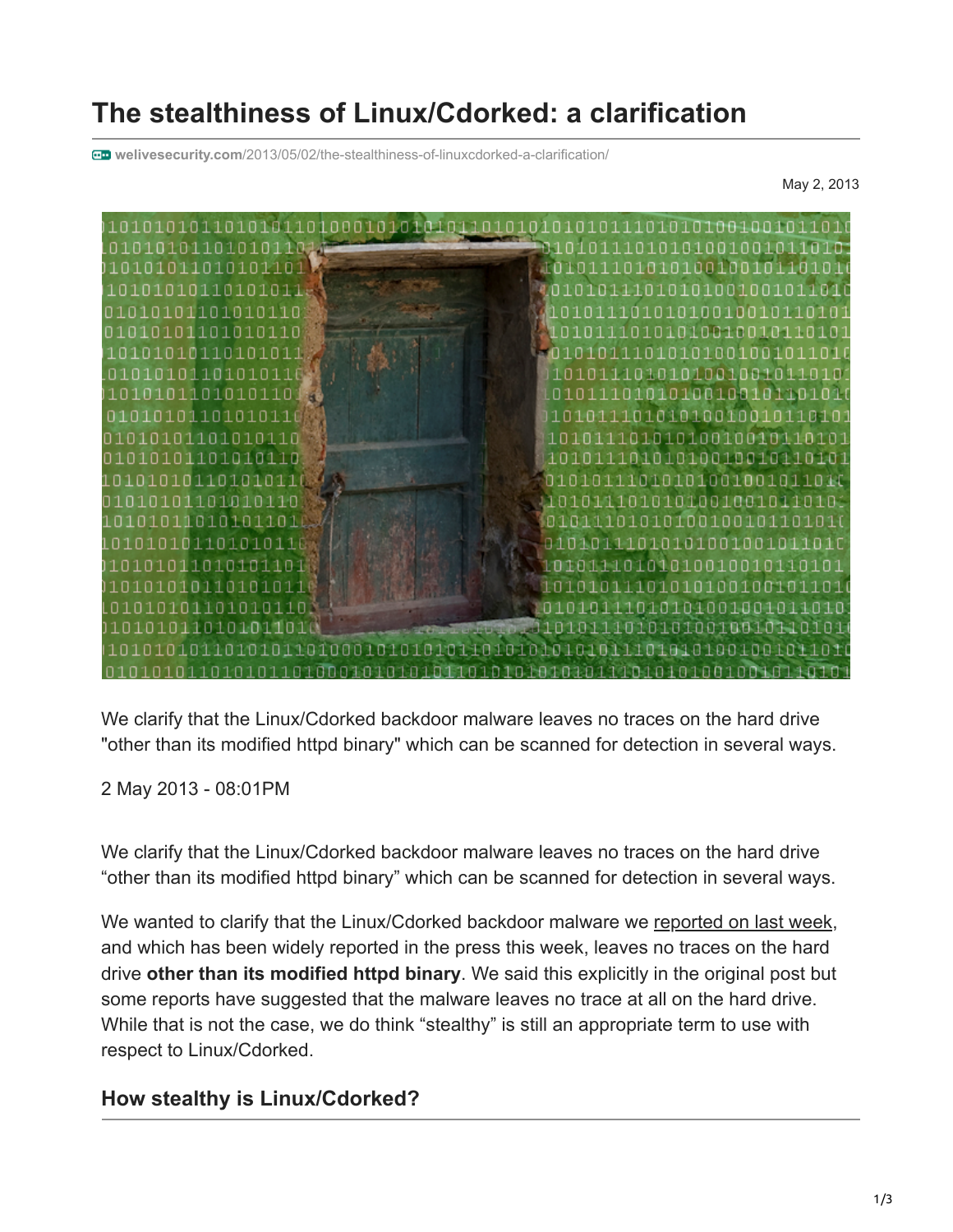# The stealthiness of Linux/Cdorked: a clarification

welivesecurity.com/2013/05/02/the-stealthiness-of-linuxcdorked-a-clarification/

May 2, 2013

We clarify that the Linux/Cdorked backdoor malware leaves no traces on the hard drive "other than its modified httpd binary" which can be scanned for detection in several ways.

2 May 2013 - 08:01PM

We clarify that the Linux/Cdorked backdoor malware leaves no traces on the hard drive "other than its modified httpd binary" which can be scanned for detection in several ways.

We wanted to clarify that the Linux/Cdorked backdoor malware we reported on last week, and which has been widely reported in the press this week, leaves no traces on the hard drive **other than its modified httpd binary**. We said this explicitly in the original post but some reports have suggested that the malware leaves no trace at all on the hard drive. While that is not the case, we do think "stealthy" is still an appropriate term to use with respect to Linux/Cdorked.

## How stealthy is Linux/Cdorked?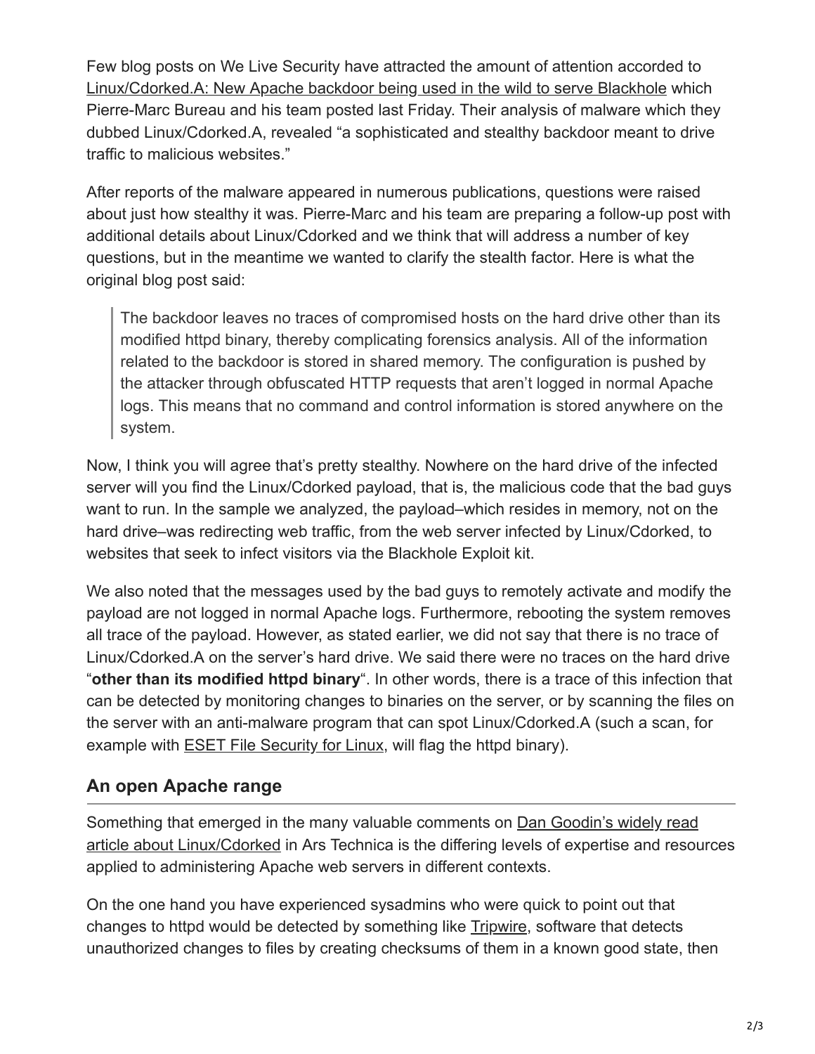Few blog posts on We Live Security have attracted the amount of attention accorded to Linux/Cdorked.A: New Apache backdoor being used in the wild to serve Blackhole which Pierre-Marc Bureau and his team posted last Friday. Their analysis of malware which they dubbed Linux/Cdorked.A, revealed "a sophisticated and stealthy backdoor meant to drive traffic to malicious websites."

After reports of the malware appeared in numerous publications, questions were raised about just how stealthy it was. Pierre-Marc and his team are preparing a follow-up post with additional details about Linux/Cdorked and we think that will address a number of key questions, but in the meantime we wanted to clarify the stealth factor. Here is what the original blog post said:

> The backdoor leaves no traces of compromised hosts on the hard drive other than its modified httpd binary, thereby complicating forensics analysis. All of the information related to the backdoor is stored in shared memory. The configuration is pushed by the attacker through obfuscated HTTP requests that aren't logged in normal Apache logs. This means that no command and control information is stored anywhere on the system.

Now, I think you will agree that's pretty stealthy. Nowhere on the hard drive of the infected server will you find the Linux/Cdorked payload, that is, the malicious code that the bad guys want to run. In the sample we analyzed, the payload–which resides in memory, not on the hard drive–was redirecting web traffic, from the web server infected by Linux/Cdorked, to websites that seek to infect visitors via the Blackhole Exploit kit.

We also noted that the messages used by the bad guys to remotely activate and modify the payload are not logged in normal Apache logs. Furthermore, rebooting the system removes all trace of the payload. However, as stated earlier, we did not say that there is no trace of Linux/Cdorked.A on the server's hard drive. We said there were no traces on the hard drive "**other than its modified httpd binary**". In other words, there is a trace of this infection that can be detected by monitoring changes to binaries on the server, or by scanning the files on the server with an anti-malware program that can spot Linux/Cdorked.A (such a scan, for example with ESET File Security for Linux, will flag the httpd binary).

## An open Apache range

Something that emerged in the many valuable comments on Dan Goodin's widely read article about Linux/Cdorked in Ars Technica is the differing levels of expertise and resources applied to administering Apache web servers in different contexts.

On the one hand you have experienced sysadmins who were quick to point out that changes to httpd would be detected by something like Tripwire, software that detects unauthorized changes to files by creating checksums of them in a known good state, then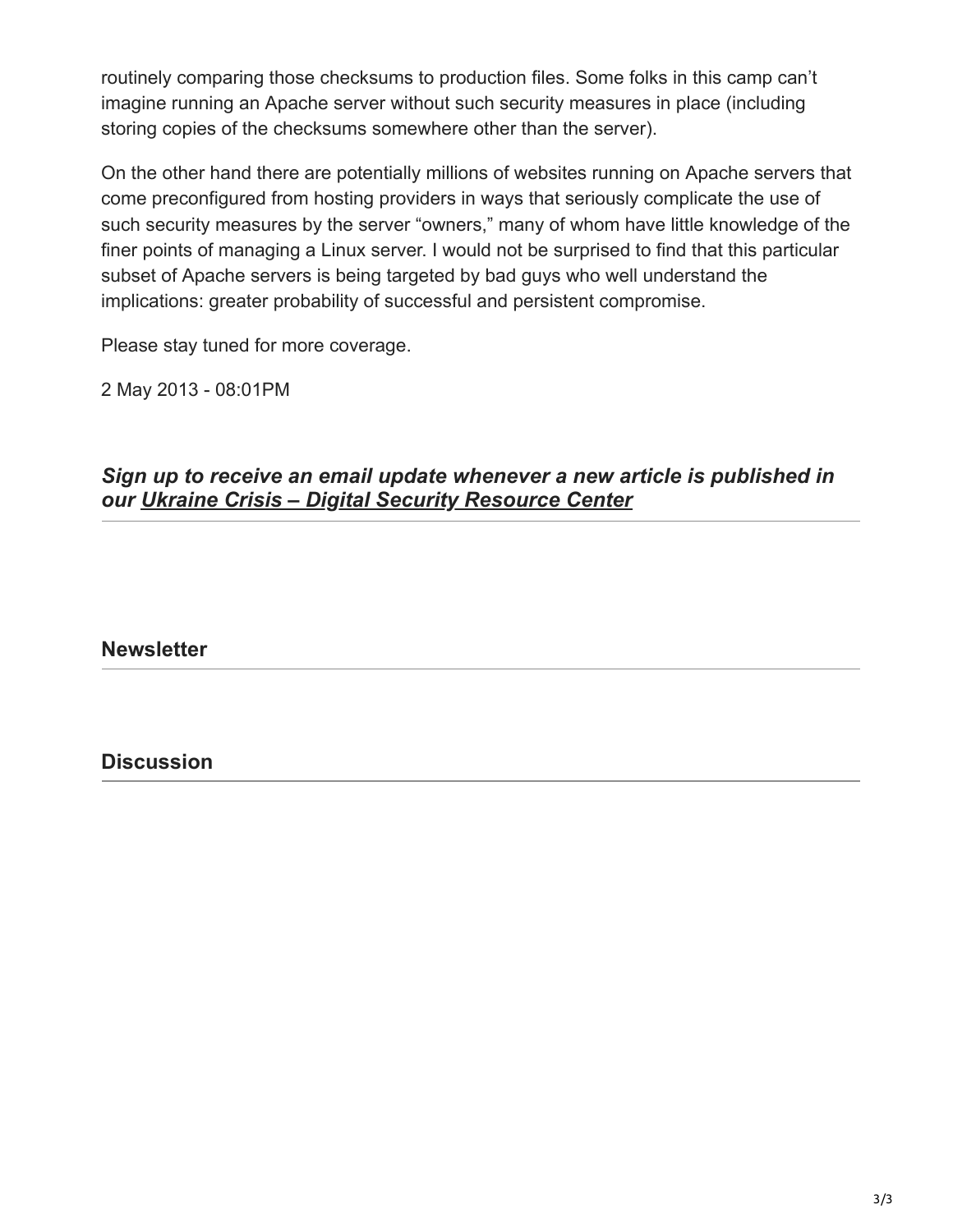routinely comparing those checksums to production files. Some folks in this camp can't imagine running an Apache server without such security measures in place (including storing copies of the checksums somewhere other than the server).

On the other hand there are potentially millions of websites running on Apache servers that come preconfigured from hosting providers in ways that seriously complicate the use of such security measures by the server "owners," many of whom have little knowledge of the finer points of managing a Linux server. I would not be surprised to find that this particular subset of Apache servers is being targeted by bad guys who well understand the implications: greater probability of successful and persistent compromise.

Please stay tuned for more coverage.

2 May 2013 - 08:01PM

***Sign up to receive an email update whenever a new article is published in our Ukraine Crisis – Digital Security Resource Center***

---

**Newsletter**

---

**Discussion**

---